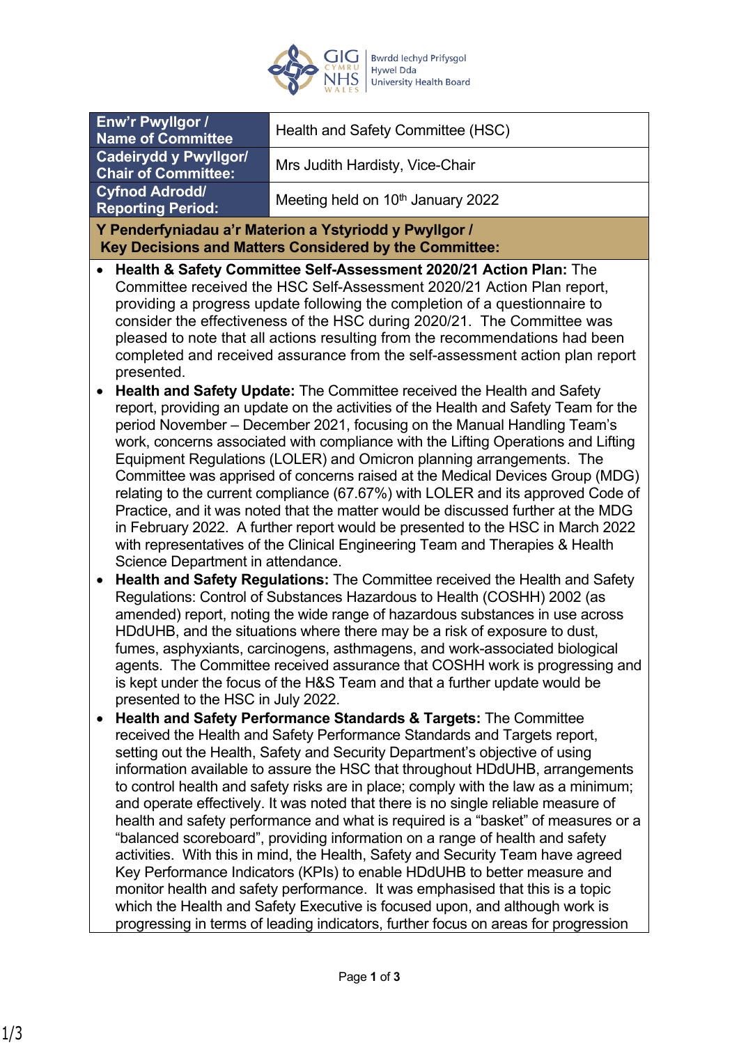GIG CYMRU NHS WALES | Bwrdd Iechyd Prifysgol Hywel Dda University Health Board

| Enw'r Pwyllgor / Name of Committee | Health and Safety Committee (HSC) |
|---|---|
| Cadeirydd y Pwyllgor/ Chair of Committee: | Mrs Judith Hardisty, Vice-Chair |
| Cyfnod Adrodd/ Reporting Period: | Meeting held on 10th January 2022 |

**Y Penderfyniadau a'r Materion a Ystyriodd y Pwyllgor / Key Decisions and Matters Considered by the Committee:**

- **Health & Safety Committee Self-Assessment 2020/21 Action Plan:** The Committee received the HSC Self-Assessment 2020/21 Action Plan report, providing a progress update following the completion of a questionnaire to consider the effectiveness of the HSC during 2020/21. The Committee was pleased to note that all actions resulting from the recommendations had been completed and received assurance from the self-assessment action plan report presented.
- **Health and Safety Update:** The Committee received the Health and Safety report, providing an update on the activities of the Health and Safety Team for the period November – December 2021, focusing on the Manual Handling Team's work, concerns associated with compliance with the Lifting Operations and Lifting Equipment Regulations (LOLER) and Omicron planning arrangements. The Committee was apprised of concerns raised at the Medical Devices Group (MDG) relating to the current compliance (67.67%) with LOLER and its approved Code of Practice, and it was noted that the matter would be discussed further at the MDG in February 2022. A further report would be presented to the HSC in March 2022 with representatives of the Clinical Engineering Team and Therapies & Health Science Department in attendance.
- **Health and Safety Regulations:** The Committee received the Health and Safety Regulations: Control of Substances Hazardous to Health (COSHH) 2002 (as amended) report, noting the wide range of hazardous substances in use across HDdUHB, and the situations where there may be a risk of exposure to dust, fumes, asphyxiants, carcinogens, asthmagens, and work-associated biological agents. The Committee received assurance that COSHH work is progressing and is kept under the focus of the H&S Team and that a further update would be presented to the HSC in July 2022.
- **Health and Safety Performance Standards & Targets:** The Committee received the Health and Safety Performance Standards and Targets report, setting out the Health, Safety and Security Department's objective of using information available to assure the HSC that throughout HDdUHB, arrangements to control health and safety risks are in place; comply with the law as a minimum; and operate effectively. It was noted that there is no single reliable measure of health and safety performance and what is required is a "basket" of measures or a "balanced scoreboard", providing information on a range of health and safety activities. With this in mind, the Health, Safety and Security Team have agreed Key Performance Indicators (KPIs) to enable HDdUHB to better measure and monitor health and safety performance. It was emphasised that this is a topic which the Health and Safety Executive is focused upon, and although work is progressing in terms of leading indicators, further focus on areas for progression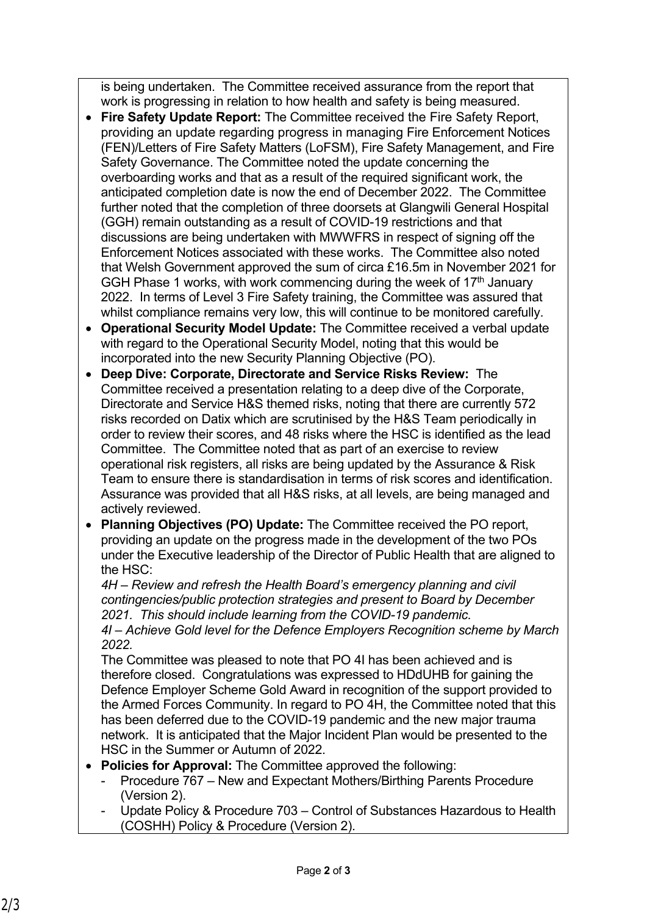is being undertaken. The Committee received assurance from the report that work is progressing in relation to how health and safety is being measured.

- **Fire Safety Update Report:** The Committee received the Fire Safety Report, providing an update regarding progress in managing Fire Enforcement Notices (FEN)/Letters of Fire Safety Matters (LoFSM), Fire Safety Management, and Fire Safety Governance. The Committee noted the update concerning the overboarding works and that as a result of the required significant work, the anticipated completion date is now the end of December 2022. The Committee further noted that the completion of three doorsets at Glangwili General Hospital (GGH) remain outstanding as a result of COVID-19 restrictions and that discussions are being undertaken with MWWFRS in respect of signing off the Enforcement Notices associated with these works. The Committee also noted that Welsh Government approved the sum of circa £16.5m in November 2021 for GGH Phase 1 works, with work commencing during the week of 17th January 2022. In terms of Level 3 Fire Safety training, the Committee was assured that whilst compliance remains very low, this will continue to be monitored carefully.
- **Operational Security Model Update:** The Committee received a verbal update with regard to the Operational Security Model, noting that this would be incorporated into the new Security Planning Objective (PO).
- **Deep Dive: Corporate, Directorate and Service Risks Review:** The Committee received a presentation relating to a deep dive of the Corporate, Directorate and Service H&S themed risks, noting that there are currently 572 risks recorded on Datix which are scrutinised by the H&S Team periodically in order to review their scores, and 48 risks where the HSC is identified as the lead Committee. The Committee noted that as part of an exercise to review operational risk registers, all risks are being updated by the Assurance & Risk Team to ensure there is standardisation in terms of risk scores and identification. Assurance was provided that all H&S risks, at all levels, are being managed and actively reviewed.
- **Planning Objectives (PO) Update:** The Committee received the PO report, providing an update on the progress made in the development of the two POs under the Executive leadership of the Director of Public Health that are aligned to the HSC:
  *4H – Review and refresh the Health Board's emergency planning and civil contingencies/public protection strategies and present to Board by December 2021. This should include learning from the COVID-19 pandemic.*
  *4I – Achieve Gold level for the Defence Employers Recognition scheme by March 2022.*
  The Committee was pleased to note that PO 4I has been achieved and is therefore closed. Congratulations was expressed to HDdUHB for gaining the Defence Employer Scheme Gold Award in recognition of the support provided to the Armed Forces Community. In regard to PO 4H, the Committee noted that this has been deferred due to the COVID-19 pandemic and the new major trauma network. It is anticipated that the Major Incident Plan would be presented to the HSC in the Summer or Autumn of 2022.
- **Policies for Approval:** The Committee approved the following:
  - Procedure 767 – New and Expectant Mothers/Birthing Parents Procedure (Version 2).
  - Update Policy & Procedure 703 – Control of Substances Hazardous to Health (COSHH) Policy & Procedure (Version 2).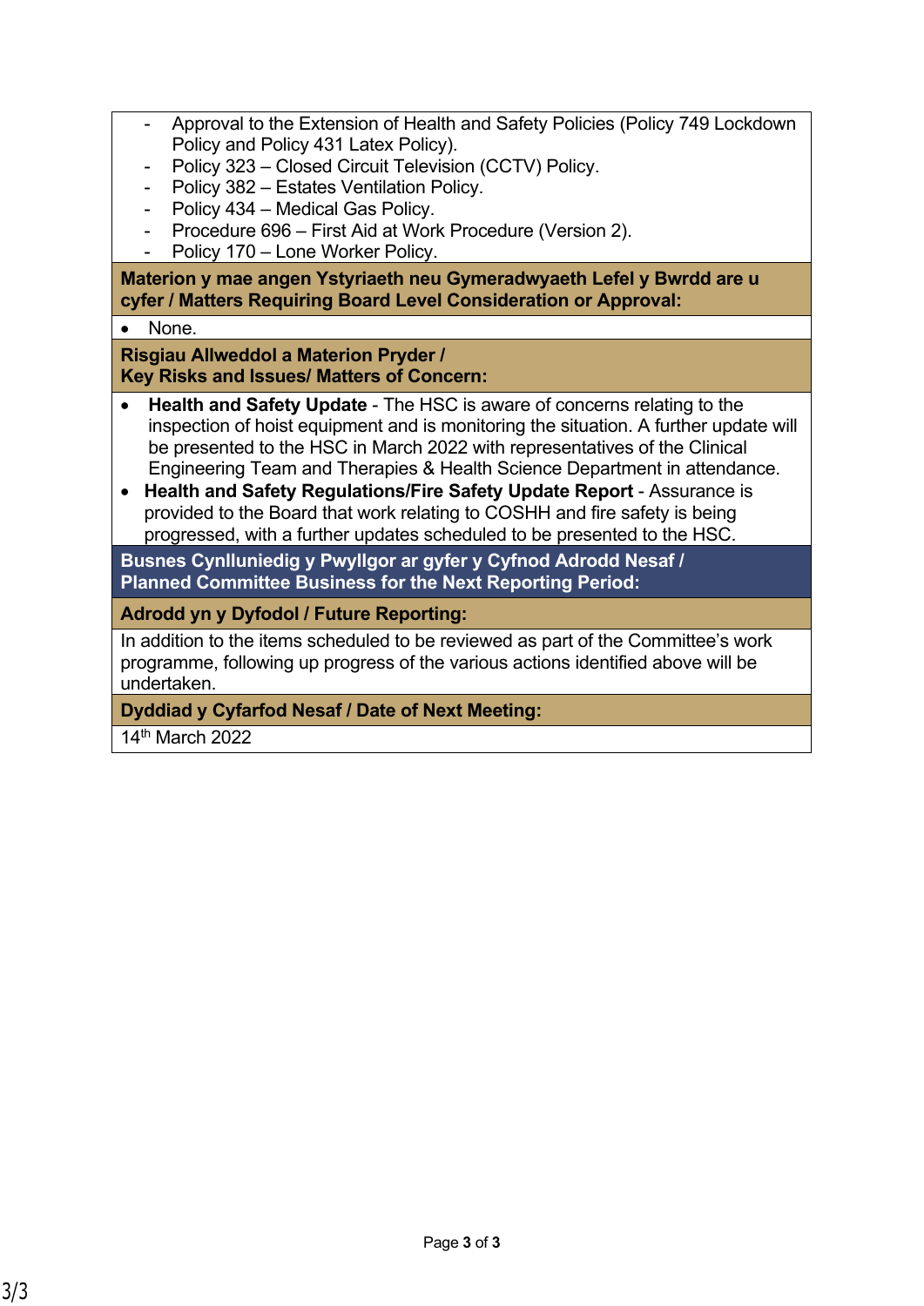- Approval to the Extension of Health and Safety Policies (Policy 749 Lockdown Policy and Policy 431 Latex Policy).
- Policy 323 – Closed Circuit Television (CCTV) Policy.
- Policy 382 – Estates Ventilation Policy.
- Policy 434 – Medical Gas Policy.
- Procedure 696 – First Aid at Work Procedure (Version 2).
- Policy 170 – Lone Worker Policy.

**Materion y mae angen Ystyriaeth neu Gymeradwyaeth Lefel y Bwrdd are u cyfer / Matters Requiring Board Level Consideration or Approval:**

- None.

**Risgiau Allweddol a Materion Pryder / Key Risks and Issues/ Matters of Concern:**

- **Health and Safety Update** - The HSC is aware of concerns relating to the inspection of hoist equipment and is monitoring the situation. A further update will be presented to the HSC in March 2022 with representatives of the Clinical Engineering Team and Therapies & Health Science Department in attendance.
- **Health and Safety Regulations/Fire Safety Update Report** - Assurance is provided to the Board that work relating to COSHH and fire safety is being progressed, with a further updates scheduled to be presented to the HSC.

**Busnes Cynlluniedig y Pwyllgor ar gyfer y Cyfnod Adrodd Nesaf / Planned Committee Business for the Next Reporting Period:**

**Adrodd yn y Dyfodol / Future Reporting:**

In addition to the items scheduled to be reviewed as part of the Committee's work programme, following up progress of the various actions identified above will be undertaken.

**Dyddiad y Cyfarfod Nesaf / Date of Next Meeting:**

14th March 2022